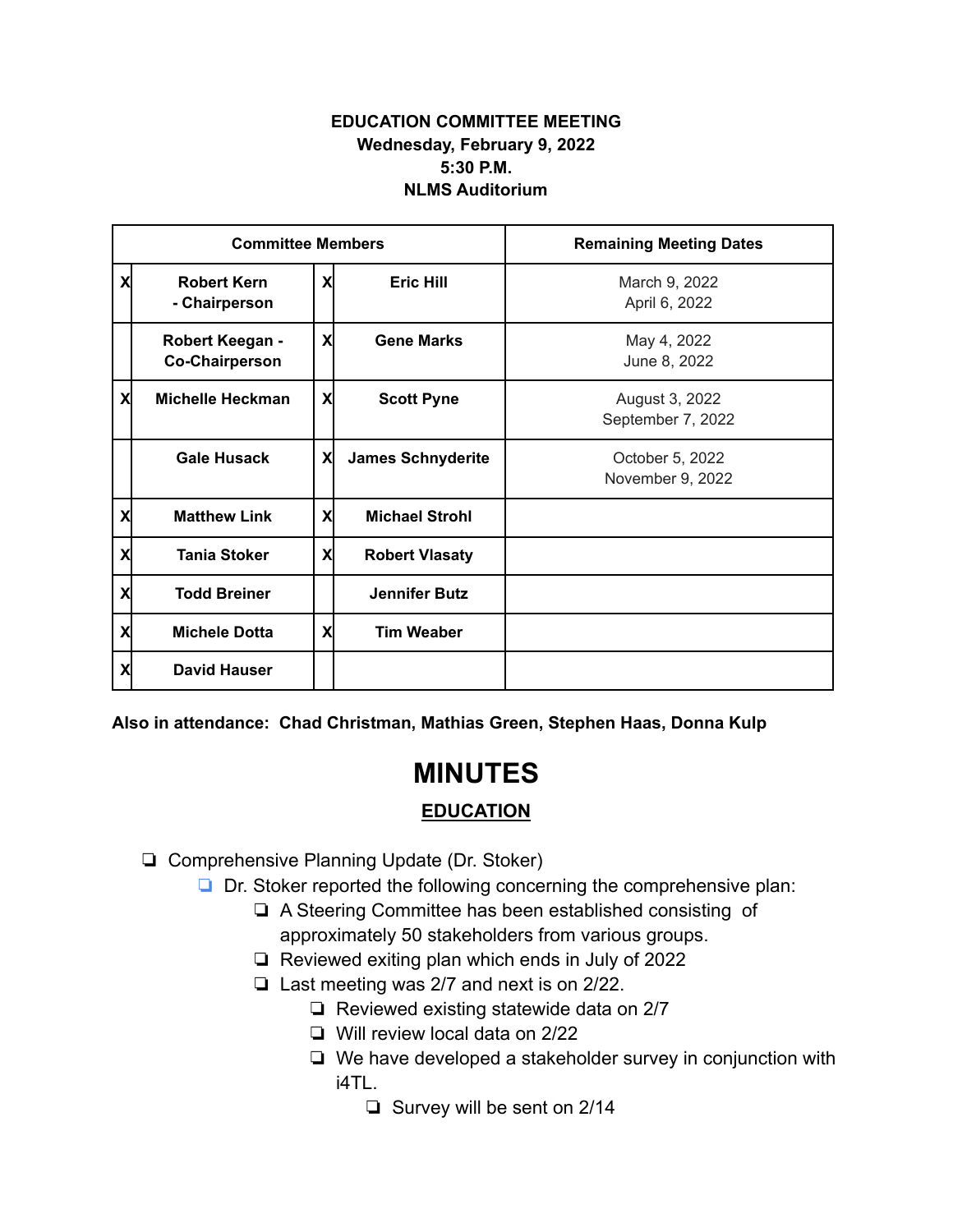**EDUCATION COMMITTEE MEETING**
**Wednesday, February 9, 2022**
**5:30 P.M.**
**NLMS Auditorium**

| Committee Members | | | | Remaining Meeting Dates |
|---|---|---|---|---|
| X | **Robert Kern - Chairperson** | X | **Eric Hill** | March 9, 2022<br>April 6, 2022 |
| | **Robert Keegan - Co-Chairperson** | X | **Gene Marks** | May 4, 2022<br>June 8, 2022 |
| X | **Michelle Heckman** | X | **Scott Pyne** | August 3, 2022<br>September 7, 2022 |
| | **Gale Husack** | X | **James Schnyderite** | October 5, 2022<br>November 9, 2022 |
| X | **Matthew Link** | X | **Michael Strohl** | |
| X | **Tania Stoker** | X | **Robert Vlasaty** | |
| X | **Todd Breiner** | | **Jennifer Butz** | |
| X | **Michele Dotta** | X | **Tim Weaber** | |
| X | **David Hauser** | | | |

**Also in attendance: Chad Christman, Mathias Green, Stephen Haas, Donna Kulp**

# MINUTES

## EDUCATION

- Comprehensive Planning Update (Dr. Stoker)
  - Dr. Stoker reported the following concerning the comprehensive plan:
    - A Steering Committee has been established consisting of approximately 50 stakeholders from various groups.
    - Reviewed exiting plan which ends in July of 2022
    - Last meeting was 2/7 and next is on 2/22.
      - Reviewed existing statewide data on 2/7
      - Will review local data on 2/22
      - We have developed a stakeholder survey in conjunction with i4TL.
        - Survey will be sent on 2/14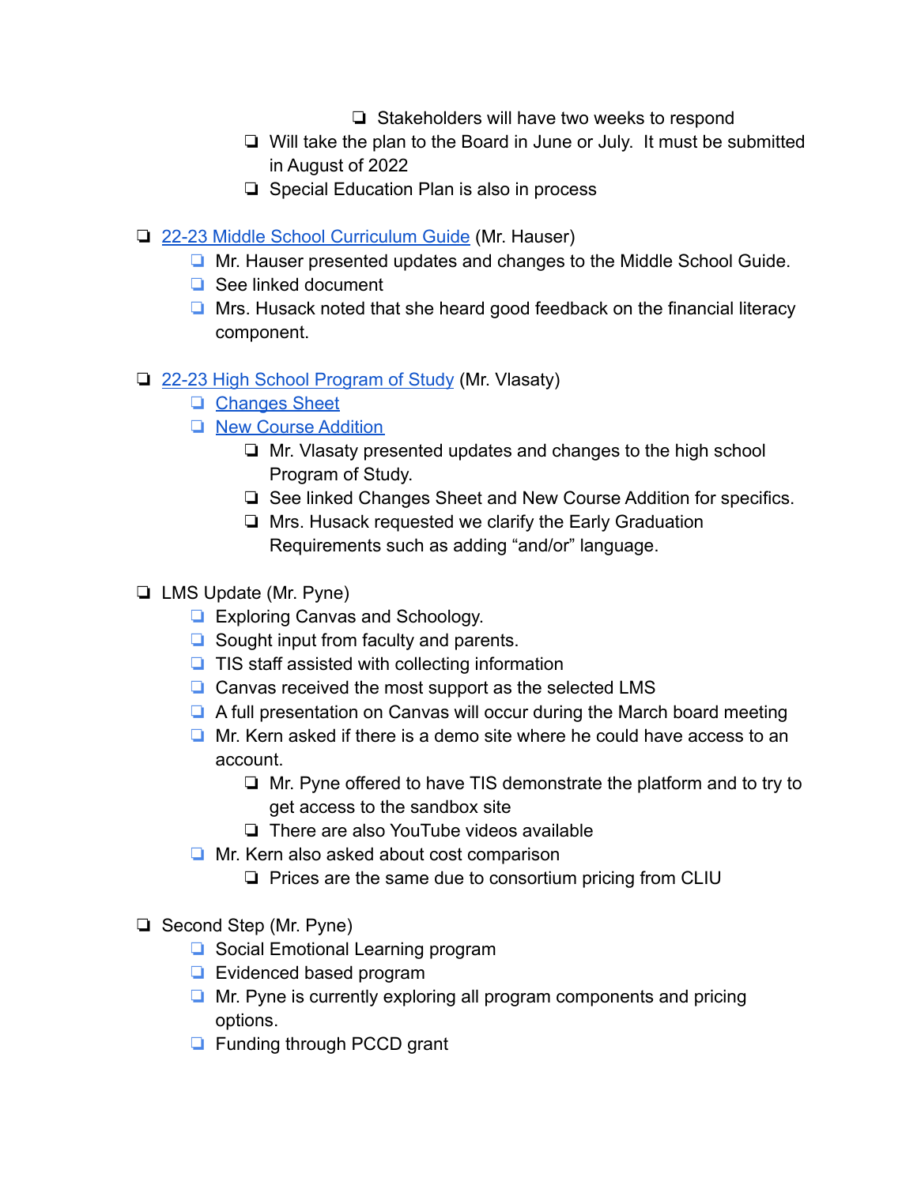- Stakeholders will have two weeks to respond
        - Will take the plan to the Board in June or July.  It must be submitted in August of 2022
        - Special Education Plan is also in process

- 22-23 Middle School Curriculum Guide (Mr. Hauser)
    - Mr. Hauser presented updates and changes to the Middle School Guide.
    - See linked document
    - Mrs. Husack noted that she heard good feedback on the financial literacy component.

- 22-23 High School Program of Study (Mr. Vlasaty)
    - Changes Sheet
    - New Course Addition
        - Mr. Vlasaty presented updates and changes to the high school Program of Study.
        - See linked Changes Sheet and New Course Addition for specifics.
        - Mrs. Husack requested we clarify the Early Graduation Requirements such as adding "and/or" language.

- LMS Update (Mr. Pyne)
    - Exploring Canvas and Schoology.
    - Sought input from faculty and parents.
    - TIS staff assisted with collecting information
    - Canvas received the most support as the selected LMS
    - A full presentation on Canvas will occur during the March board meeting
    - Mr. Kern asked if there is a demo site where he could have access to an account.
        - Mr. Pyne offered to have TIS demonstrate the platform and to try to get access to the sandbox site
        - There are also YouTube videos available
    - Mr. Kern also asked about cost comparison
        - Prices are the same due to consortium pricing from CLIU

- Second Step (Mr. Pyne)
    - Social Emotional Learning program
    - Evidenced based program
    - Mr. Pyne is currently exploring all program components and pricing options.
    - Funding through PCCD grant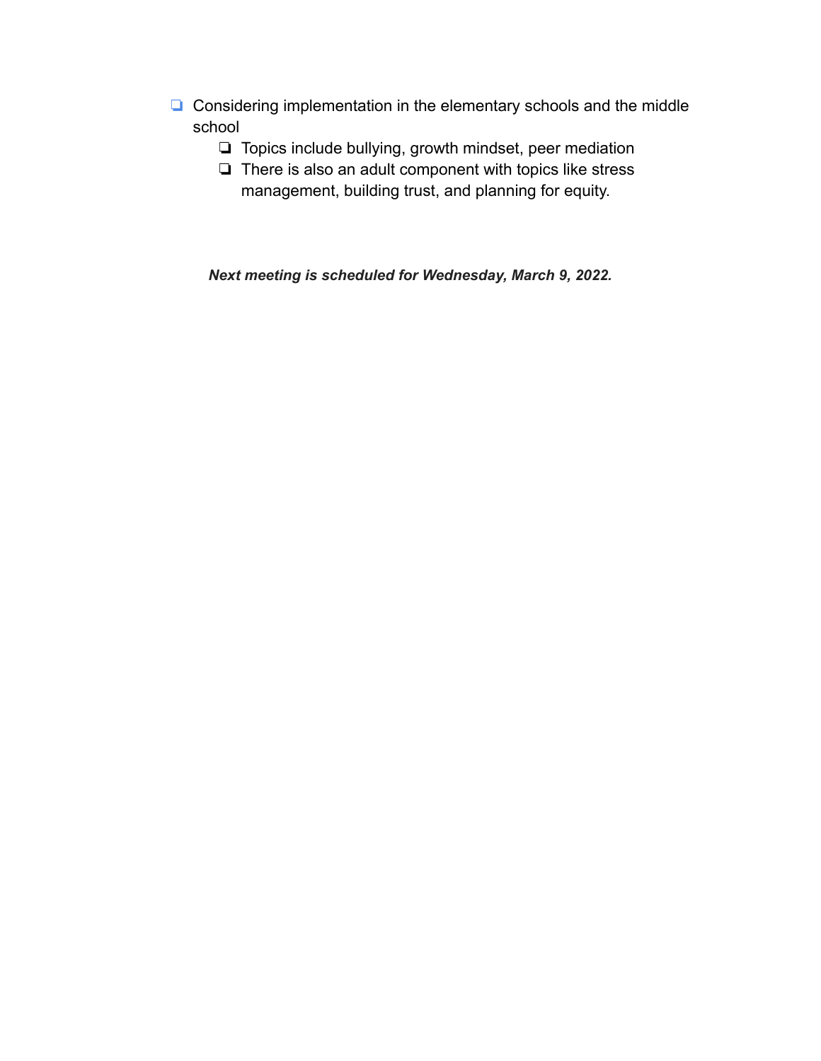- Considering implementation in the elementary schools and the middle school
    - Topics include bullying, growth mindset, peer mediation
    - There is also an adult component with topics like stress management, building trust, and planning for equity.

***Next meeting is scheduled for Wednesday, March 9, 2022.***